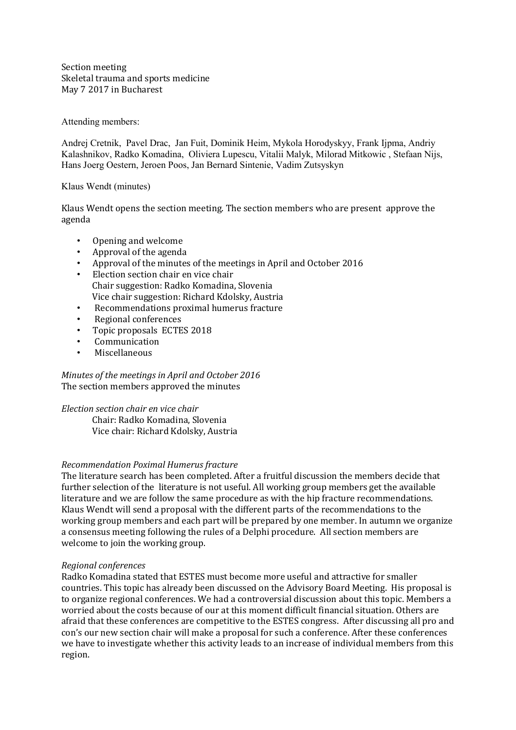Section meeting
Skeletal trauma and sports medicine
May 7 2017 in Bucharest

Attending members:

Andrej Cretnik, Pavel Drac, Jan Fuit, Dominik Heim, Mykola Horodyskyy, Frank Ijpma, Andriy Kalashnikov, Radko Komadina, Oliviera Lupescu, Vitalii Malyk, Milorad Mitkowic , Stefaan Nijs, Hans Joerg Oestern, Jeroen Poos, Jan Bernard Sintenie, Vadim Zutsyskyn

Klaus Wendt (minutes)

Klaus Wendt opens the section meeting. The section members who are present approve the agenda

- Opening and welcome
- Approval of the agenda
- Approval of the minutes of the meetings in April and October 2016
- Election section chair en vice chair
  Chair suggestion: Radko Komadina, Slovenia
  Vice chair suggestion: Richard Kdolsky, Austria
- Recommendations proximal humerus fracture
- Regional conferences
- Topic proposals ECTES 2018
- Communication
- Miscellaneous

*Minutes of the meetings in April and October 2016*
The section members approved the minutes

*Election section chair en vice chair*
Chair: Radko Komadina, Slovenia
Vice chair: Richard Kdolsky, Austria

*Recommendation Poximal Humerus fracture*
The literature search has been completed. After a fruitful discussion the members decide that further selection of the literature is not useful. All working group members get the available literature and we are follow the same procedure as with the hip fracture recommendations. Klaus Wendt will send a proposal with the different parts of the recommendations to the working group members and each part will be prepared by one member. In autumn we organize a consensus meeting following the rules of a Delphi procedure. All section members are welcome to join the working group.

*Regional conferences*
Radko Komadina stated that ESTES must become more useful and attractive for smaller countries. This topic has already been discussed on the Advisory Board Meeting. His proposal is to organize regional conferences. We had a controversial discussion about this topic. Members a worried about the costs because of our at this moment difficult financial situation. Others are afraid that these conferences are competitive to the ESTES congress. After discussing all pro and con's our new section chair will make a proposal for such a conference. After these conferences we have to investigate whether this activity leads to an increase of individual members from this region.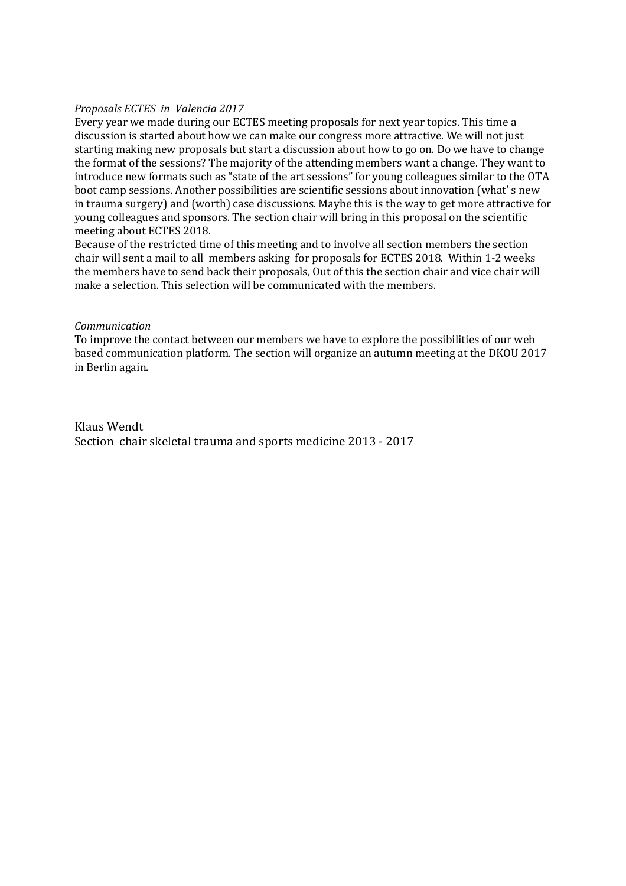*Proposals ECTES in Valencia 2017*

Every year we made during our ECTES meeting proposals for next year topics. This time a discussion is started about how we can make our congress more attractive. We will not just starting making new proposals but start a discussion about how to go on. Do we have to change the format of the sessions? The majority of the attending members want a change. They want to introduce new formats such as "state of the art sessions" for young colleagues similar to the OTA boot camp sessions. Another possibilities are scientific sessions about innovation (what' s new in trauma surgery) and (worth) case discussions. Maybe this is the way to get more attractive for young colleagues and sponsors. The section chair will bring in this proposal on the scientific meeting about ECTES 2018.

Because of the restricted time of this meeting and to involve all section members the section chair will sent a mail to all members asking for proposals for ECTES 2018. Within 1-2 weeks the members have to send back their proposals, Out of this the section chair and vice chair will make a selection. This selection will be communicated with the members.

*Communication*

To improve the contact between our members we have to explore the possibilities of our web based communication platform. The section will organize an autumn meeting at the DKOU 2017 in Berlin again.

Klaus Wendt
Section chair skeletal trauma and sports medicine 2013 - 2017